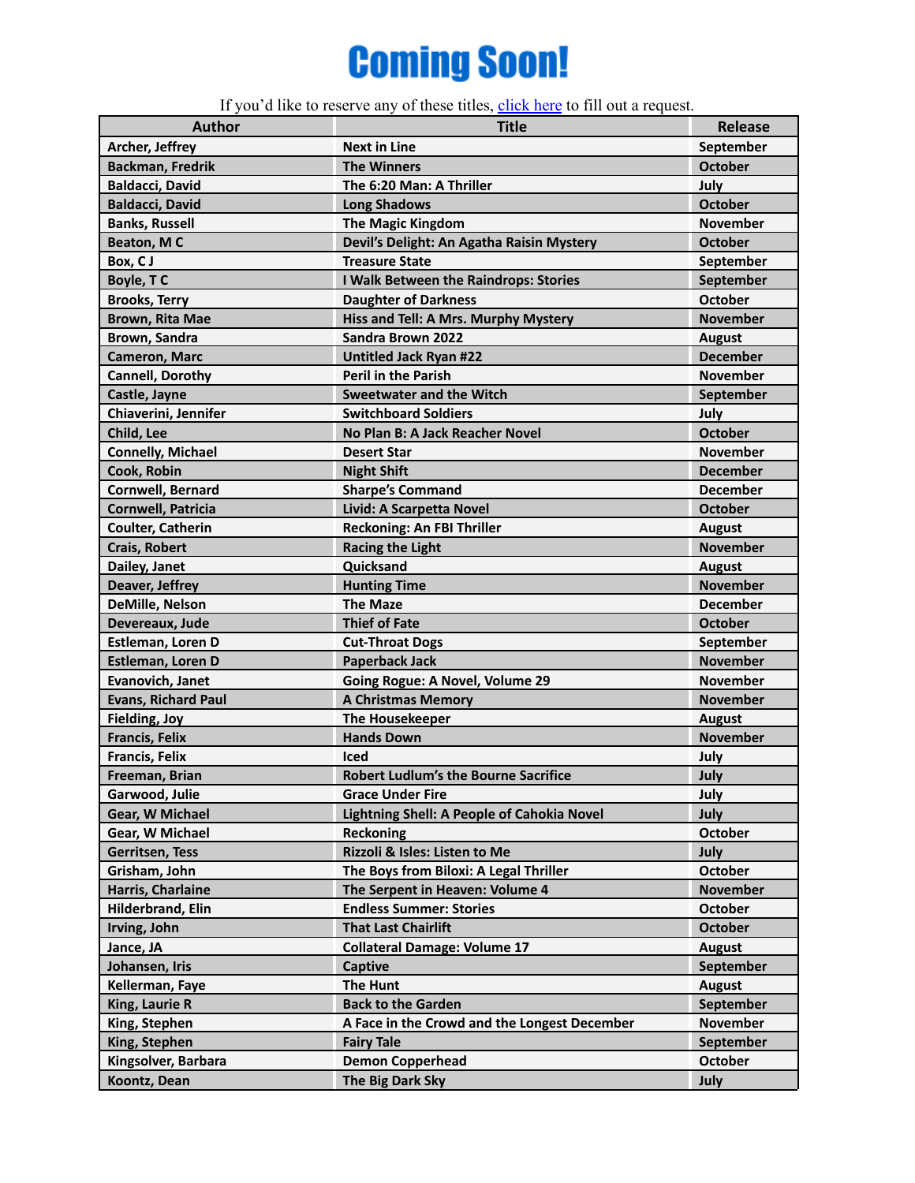# Coming Soon!

If you'd like to reserve any of these titles, [click here](#) to fill out a request.

| Author | Title | Release |
|---|---|---|
| Archer, Jeffrey | Next in Line | September |
| Backman, Fredrik | The Winners | October |
| Baldacci, David | The 6:20 Man: A Thriller | July |
| Baldacci, David | Long Shadows | October |
| Banks, Russell | The Magic Kingdom | November |
| Beaton, M C | Devil's Delight: An Agatha Raisin Mystery | October |
| Box, C J | Treasure State | September |
| Boyle, T C | I Walk Between the Raindrops: Stories | September |
| Brooks, Terry | Daughter of Darkness | October |
| Brown, Rita Mae | Hiss and Tell: A Mrs. Murphy Mystery | November |
| Brown, Sandra | Sandra Brown 2022 | August |
| Cameron, Marc | Untitled Jack Ryan #22 | December |
| Cannell, Dorothy | Peril in the Parish | November |
| Castle, Jayne | Sweetwater and the Witch | September |
| Chiaverini, Jennifer | Switchboard Soldiers | July |
| Child, Lee | No Plan B: A Jack Reacher Novel | October |
| Connelly, Michael | Desert Star | November |
| Cook, Robin | Night Shift | December |
| Cornwell, Bernard | Sharpe's Command | December |
| Cornwell, Patricia | Livid: A Scarpetta Novel | October |
| Coulter, Catherin | Reckoning: An FBI Thriller | August |
| Crais, Robert | Racing the Light | November |
| Dailey, Janet | Quicksand | August |
| Deaver, Jeffrey | Hunting Time | November |
| DeMille, Nelson | The Maze | December |
| Devereaux, Jude | Thief of Fate | October |
| Estleman, Loren D | Cut-Throat Dogs | September |
| Estleman, Loren D | Paperback Jack | November |
| Evanovich, Janet | Going Rogue: A Novel, Volume 29 | November |
| Evans, Richard Paul | A Christmas Memory | November |
| Fielding, Joy | The Housekeeper | August |
| Francis, Felix | Hands Down | November |
| Francis, Felix | Iced | July |
| Freeman, Brian | Robert Ludlum's the Bourne Sacrifice | July |
| Garwood, Julie | Grace Under Fire | July |
| Gear, W Michael | Lightning Shell: A People of Cahokia Novel | July |
| Gear, W Michael | Reckoning | October |
| Gerritsen, Tess | Rizzoli & Isles: Listen to Me | July |
| Grisham, John | The Boys from Biloxi: A Legal Thriller | October |
| Harris, Charlaine | The Serpent in Heaven: Volume 4 | November |
| Hilderbrand, Elin | Endless Summer: Stories | October |
| Irving, John | That Last Chairlift | October |
| Jance, JA | Collateral Damage: Volume 17 | August |
| Johansen, Iris | Captive | September |
| Kellerman, Faye | The Hunt | August |
| King, Laurie R | Back to the Garden | September |
| King, Stephen | A Face in the Crowd and the Longest December | November |
| King, Stephen | Fairy Tale | September |
| Kingsolver, Barbara | Demon Copperhead | October |
| Koontz, Dean | The Big Dark Sky | July |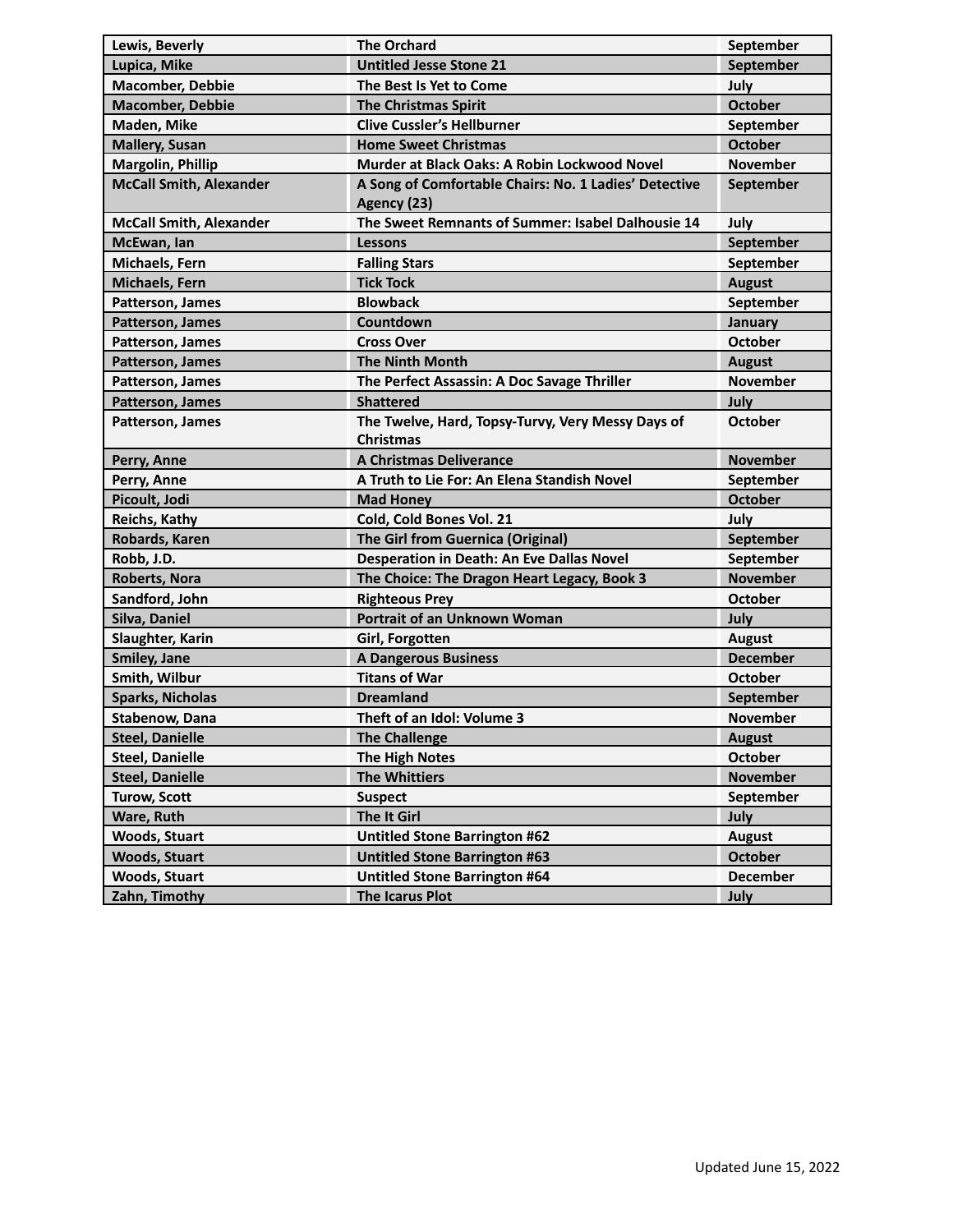| | | |
|---|---|---|
| **Lewis, Beverly** | **The Orchard** | **September** |
| **Lupica, Mike** | **Untitled Jesse Stone 21** | **September** |
| **Macomber, Debbie** | **The Best Is Yet to Come** | **July** |
| **Macomber, Debbie** | **The Christmas Spirit** | **October** |
| **Maden, Mike** | **Clive Cussler's Hellburner** | **September** |
| **Mallery, Susan** | **Home Sweet Christmas** | **October** |
| **Margolin, Phillip** | **Murder at Black Oaks: A Robin Lockwood Novel** | **November** |
| **McCall Smith, Alexander** | **A Song of Comfortable Chairs: No. 1 Ladies' Detective Agency (23)** | **September** |
| **McCall Smith, Alexander** | **The Sweet Remnants of Summer: Isabel Dalhousie 14** | **July** |
| **McEwan, Ian** | **Lessons** | **September** |
| **Michaels, Fern** | **Falling Stars** | **September** |
| **Michaels, Fern** | **Tick Tock** | **August** |
| **Patterson, James** | **Blowback** | **September** |
| **Patterson, James** | **Countdown** | **January** |
| **Patterson, James** | **Cross Over** | **October** |
| **Patterson, James** | **The Ninth Month** | **August** |
| **Patterson, James** | **The Perfect Assassin: A Doc Savage Thriller** | **November** |
| **Patterson, James** | **Shattered** | **July** |
| **Patterson, James** | **The Twelve, Hard, Topsy-Turvy, Very Messy Days of Christmas** | **October** |
| **Perry, Anne** | **A Christmas Deliverance** | **November** |
| **Perry, Anne** | **A Truth to Lie For: An Elena Standish Novel** | **September** |
| **Picoult, Jodi** | **Mad Honey** | **October** |
| **Reichs, Kathy** | **Cold, Cold Bones Vol. 21** | **July** |
| **Robards, Karen** | **The Girl from Guernica (Original)** | **September** |
| **Robb, J.D.** | **Desperation in Death: An Eve Dallas Novel** | **September** |
| **Roberts, Nora** | **The Choice: The Dragon Heart Legacy, Book 3** | **November** |
| **Sandford, John** | **Righteous Prey** | **October** |
| **Silva, Daniel** | **Portrait of an Unknown Woman** | **July** |
| **Slaughter, Karin** | **Girl, Forgotten** | **August** |
| **Smiley, Jane** | **A Dangerous Business** | **December** |
| **Smith, Wilbur** | **Titans of War** | **October** |
| **Sparks, Nicholas** | **Dreamland** | **September** |
| **Stabenow, Dana** | **Theft of an Idol: Volume 3** | **November** |
| **Steel, Danielle** | **The Challenge** | **August** |
| **Steel, Danielle** | **The High Notes** | **October** |
| **Steel, Danielle** | **The Whittiers** | **November** |
| **Turow, Scott** | **Suspect** | **September** |
| **Ware, Ruth** | **The It Girl** | **July** |
| **Woods, Stuart** | **Untitled Stone Barrington #62** | **August** |
| **Woods, Stuart** | **Untitled Stone Barrington #63** | **October** |
| **Woods, Stuart** | **Untitled Stone Barrington #64** | **December** |
| **Zahn, Timothy** | **The Icarus Plot** | **July** |

Updated June 15, 2022